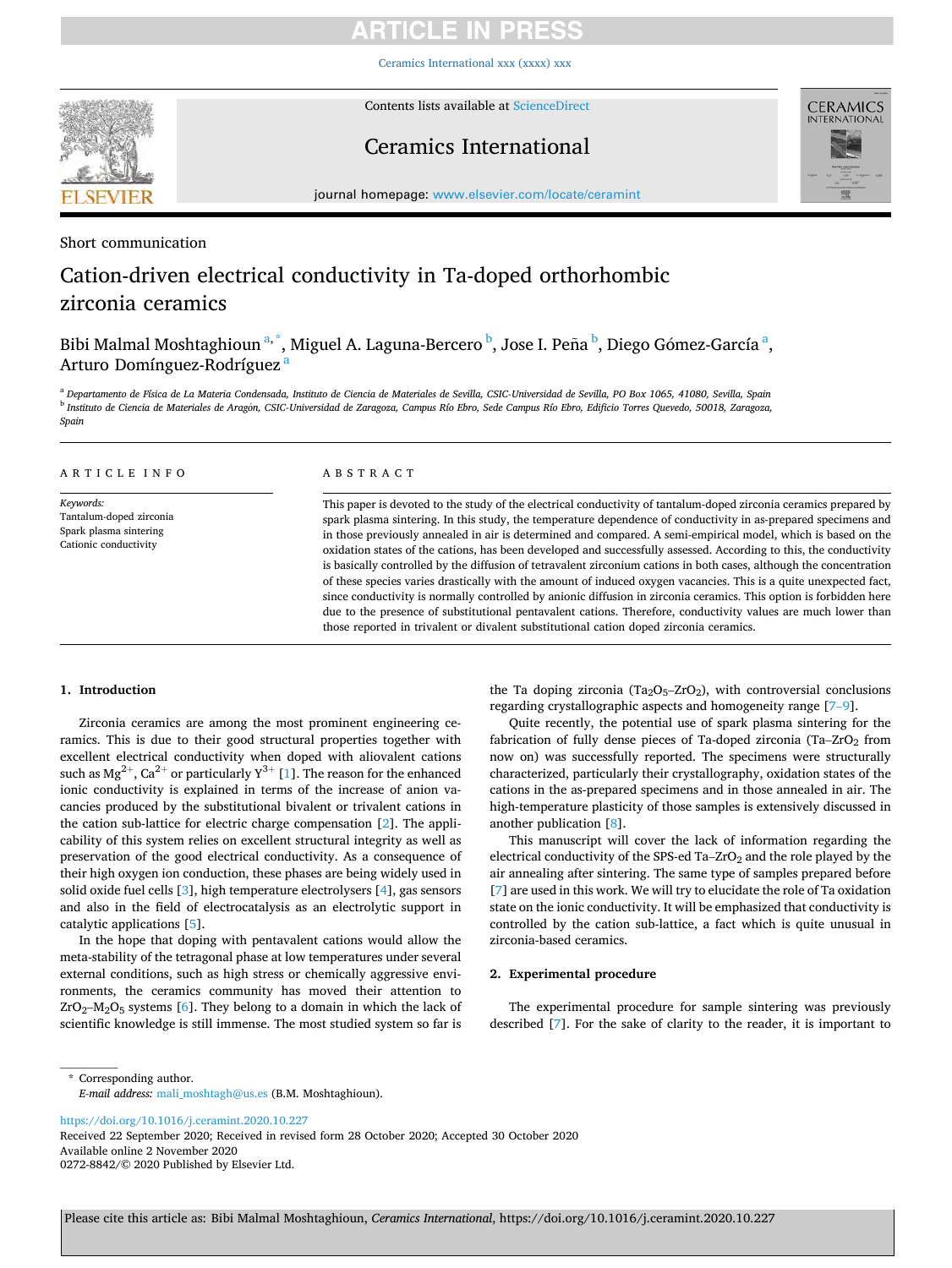Short communication

# Cation-driven electrical conductivity in Ta-doped orthorhombic zirconia ceramics

Bibi Malmal Moshtaghioun [a,*], Miguel A. Laguna-Bercero [b], Jose I. Peña [b], Diego Gómez-García [a], Arturo Domínguez-Rodríguez [a]

[a] Departamento de Física de La Materia Condensada, Instituto de Ciencia de Materiales de Sevilla, CSIC-Universidad de Sevilla, PO Box 1065, 41080, Sevilla, Spain

[b] Instituto de Ciencia de Materiales de Aragón, CSIC-Universidad de Zaragoza, Campus Río Ebro, Sede Campus Río Ebro, Edificio Torres Quevedo, 50018, Zaragoza, Spain

## ARTICLE INFO

*Keywords:*
Tantalum-doped zirconia
Spark plasma sintering
Cationic conductivity

## ABSTRACT

This paper is devoted to the study of the electrical conductivity of tantalum-doped zirconia ceramics prepared by spark plasma sintering. In this study, the temperature dependence of conductivity in as-prepared specimens and in those previously annealed in air is determined and compared. A semi-empirical model, which is based on the oxidation states of the cations, has been developed and successfully assessed. According to this, the conductivity is basically controlled by the diffusion of tetravalent zirconium cations in both cases, although the concentration of these species varies drastically with the amount of induced oxygen vacancies. This is a quite unexpected fact, since conductivity is normally controlled by anionic diffusion in zirconia ceramics. This option is forbidden here due to the presence of substitutional pentavalent cations. Therefore, conductivity values are much lower than those reported in trivalent or divalent substitutional cation doped zirconia ceramics.

## 1. Introduction

Zirconia ceramics are among the most prominent engineering ceramics. This is due to their good structural properties together with excellent electrical conductivity when doped with aliovalent cations such as $Mg^{2+}$, $Ca^{2+}$ or particularly $Y^{3+}$ [1]. The reason for the enhanced ionic conductivity is explained in terms of the increase of anion vacancies produced by the substitutional bivalent or trivalent cations in the cation sub-lattice for electric charge compensation [2]. The applicability of this system relies on excellent structural integrity as well as preservation of the good electrical conductivity. As a consequence of their high oxygen ion conduction, these phases are being widely used in solid oxide fuel cells [3], high temperature electrolysers [4], gas sensors and also in the field of electrocatalysis as an electrolytic support in catalytic applications [5].

In the hope that doping with pentavalent cations would allow the meta-stability of the tetragonal phase at low temperatures under several external conditions, such as high stress or chemically aggressive environments, the ceramics community has moved their attention to $ZrO_2$–$M_2O_5$ systems [6]. They belong to a domain in which the lack of scientific knowledge is still immense. The most studied system so far is the Ta doping zirconia ($Ta_2O_5$–$ZrO_2$), with controversial conclusions regarding crystallographic aspects and homogeneity range [7–9].

Quite recently, the potential use of spark plasma sintering for the fabrication of fully dense pieces of Ta-doped zirconia (Ta–$ZrO_2$ from now on) was successfully reported. The specimens were structurally characterized, particularly their crystallography, oxidation states of the cations in the as-prepared specimens and in those annealed in air. The high-temperature plasticity of those samples is extensively discussed in another publication [8].

This manuscript will cover the lack of information regarding the electrical conductivity of the SPS-ed Ta–$ZrO_2$ and the role played by the air annealing after sintering. The same type of samples prepared before [7] are used in this work. We will try to elucidate the role of Ta oxidation state on the ionic conductivity. It will be emphasized that conductivity is controlled by the cation sub-lattice, a fact which is quite unusual in zirconia-based ceramics.

## 2. Experimental procedure

The experimental procedure for sample sintering was previously described [7]. For the sake of clarity to the reader, it is important to

---

* Corresponding author.
*E-mail address:* mali_moshtagh@us.es (B.M. Moshtaghioun).

https://doi.org/10.1016/j.ceramint.2020.10.227
Received 22 September 2020; Received in revised form 28 October 2020; Accepted 30 October 2020
Available online 2 November 2020
0272-8842/© 2020 Published by Elsevier Ltd.

Please cite this article as: Bibi Malmal Moshtaghioun, *Ceramics International*, https://doi.org/10.1016/j.ceramint.2020.10.227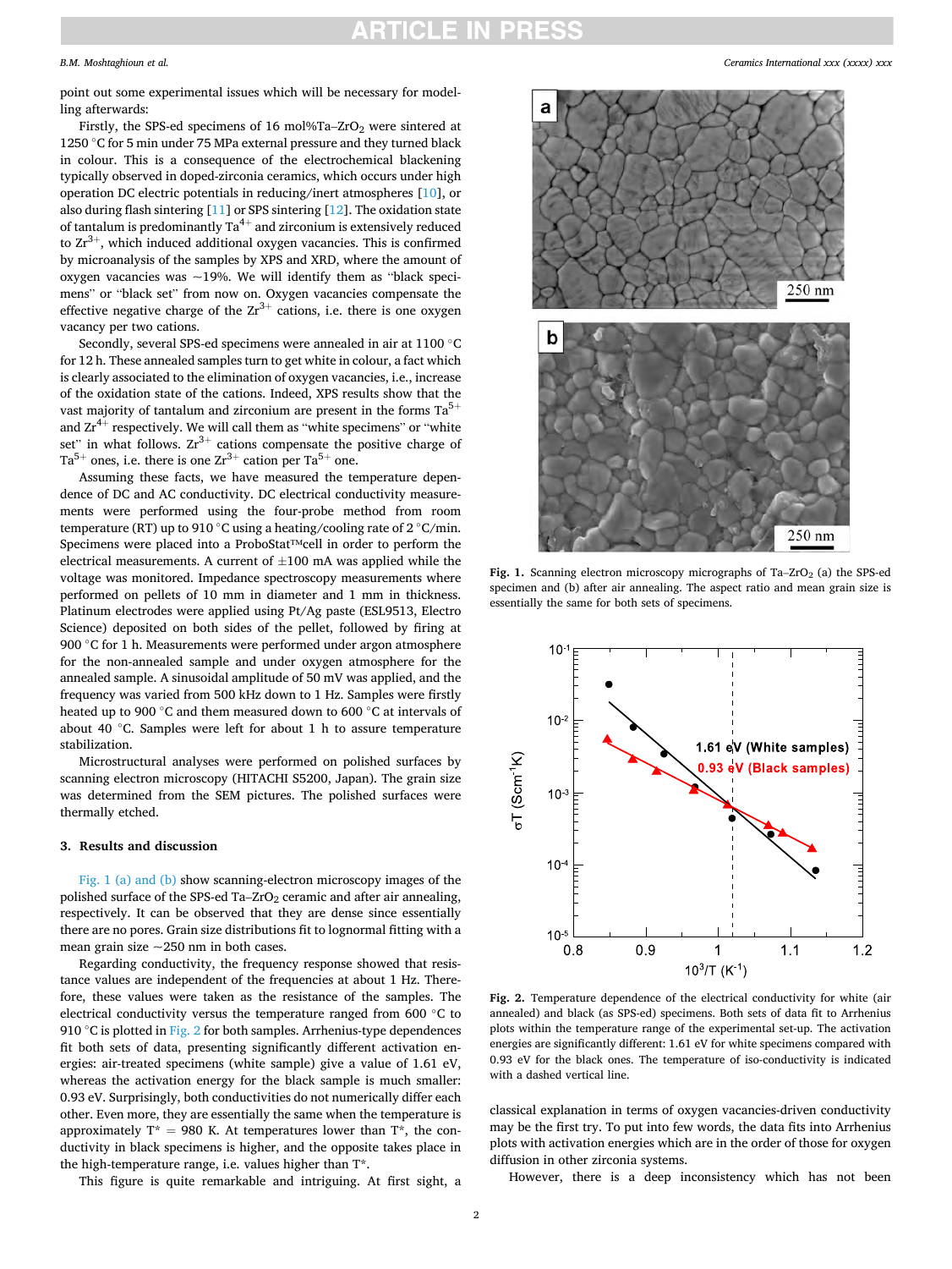point out some experimental issues which will be necessary for modelling afterwards:

Firstly, the SPS-ed specimens of 16 mol%Ta–$ZrO_2$ were sintered at 1250 °C for 5 min under 75 MPa external pressure and they turned black in colour. This is a consequence of the electrochemical blackening typically observed in doped-zirconia ceramics, which occurs under high operation DC electric potentials in reducing/inert atmospheres [10], or also during flash sintering [11] or SPS sintering [12]. The oxidation state of tantalum is predominantly $Ta^{4+}$ and zirconium is extensively reduced to $Zr^{3+}$, which induced additional oxygen vacancies. This is confirmed by microanalysis of the samples by XPS and XRD, where the amount of oxygen vacancies was ~19%. We will identify them as "black specimens" or "black set" from now on. Oxygen vacancies compensate the effective negative charge of the $Zr^{3+}$ cations, i.e. there is one oxygen vacancy per two cations.

Secondly, several SPS-ed specimens were annealed in air at 1100 °C for 12 h. These annealed samples turn to get white in colour, a fact which is clearly associated to the elimination of oxygen vacancies, i.e., increase of the oxidation state of the cations. Indeed, XPS results show that the vast majority of tantalum and zirconium are present in the forms $Ta^{5+}$ and $Zr^{4+}$ respectively. We will call them as "white specimens" or "white set" in what follows. $Zr^{3+}$ cations compensate the positive charge of $Ta^{5+}$ ones, i.e. there is one $Zr^{3+}$ cation per $Ta^{5+}$ one.

Assuming these facts, we have measured the temperature dependence of DC and AC conductivity. DC electrical conductivity measurements were performed using the four-probe method from room temperature (RT) up to 910 °C using a heating/cooling rate of 2 °C/min. Specimens were placed into a ProboStat™cell in order to perform the electrical measurements. A current of ±100 mA was applied while the voltage was monitored. Impedance spectroscopy measurements where performed on pellets of 10 mm in diameter and 1 mm in thickness. Platinum electrodes were applied using Pt/Ag paste (ESL9513, Electro Science) deposited on both sides of the pellet, followed by firing at 900 °C for 1 h. Measurements were performed under argon atmosphere for the non-annealed sample and under oxygen atmosphere for the annealed sample. A sinusoidal amplitude of 50 mV was applied, and the frequency was varied from 500 kHz down to 1 Hz. Samples were firstly heated up to 900 °C and them measured down to 600 °C at intervals of about 40 °C. Samples were left for about 1 h to assure temperature stabilization.

Microstructural analyses were performed on polished surfaces by scanning electron microscopy (HITACHI S5200, Japan). The grain size was determined from the SEM pictures. The polished surfaces were thermally etched.

## 3. Results and discussion

Fig. 1 (a) and (b) show scanning-electron microscopy images of the polished surface of the SPS-ed Ta–$ZrO_2$ ceramic and after air annealing, respectively. It can be observed that they are dense since essentially there are no pores. Grain size distributions fit to lognormal fitting with a mean grain size ~250 nm in both cases.

Regarding conductivity, the frequency response showed that resistance values are independent of the frequencies at about 1 Hz. Therefore, these values were taken as the resistance of the samples. The electrical conductivity versus the temperature ranged from 600 °C to 910 °C is plotted in Fig. 2 for both samples. Arrhenius-type dependences fit both sets of data, presenting significantly different activation energies: air-treated specimens (white sample) give a value of 1.61 eV, whereas the activation energy for the black sample is much smaller: 0.93 eV. Surprisingly, both conductivities do not numerically differ each other. Even more, they are essentially the same when the temperature is approximately $T^* = 980$ K. At temperatures lower than $T^*$, the conductivity in black specimens is higher, and the opposite takes place in the high-temperature range, i.e. values higher than $T^*$.

This figure is quite remarkable and intriguing. At first sight, a classical explanation in terms of oxygen vacancies-driven conductivity may be the first try. To put into few words, the data fits into Arrhenius plots with activation energies which are in the order of those for oxygen diffusion in other zirconia systems.

However, there is a deep inconsistency which has not been

Fig. 1. Scanning electron microscopy micrographs of Ta–$ZrO_2$ (a) the SPS-ed specimen and (b) after air annealing. The aspect ratio and mean grain size is essentially the same for both sets of specimens.

Fig. 2. Temperature dependence of the electrical conductivity for white (air annealed) and black (as SPS-ed) specimens. Both sets of data fit to Arrhenius plots within the temperature range of the experimental set-up. The activation energies are significantly different: 1.61 eV for white specimens compared with 0.93 eV for the black ones. The temperature of iso-conductivity is indicated with a dashed vertical line.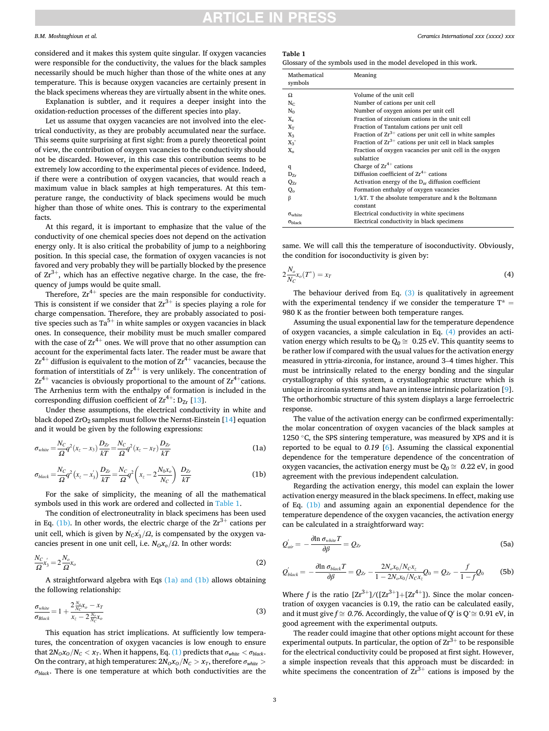considered and it makes this system quite singular. If oxygen vacancies were responsible for the conductivity, the values for the black samples necessarily should be much higher than those of the white ones at any temperature. This is because oxygen vacancies are certainly present in the black specimens whereas they are virtually absent in the white ones.

Explanation is subtler, and it requires a deeper insight into the oxidation-reduction processes of the different species into play.

Let us assume that oxygen vacancies are not involved into the electrical conductivity, as they are probably accumulated near the surface. This seems quite surprising at first sight: from a purely theoretical point of view, the contribution of oxygen vacancies to the conductivity should not be discarded. However, in this case this contribution seems to be extremely low according to the experimental pieces of evidence. Indeed, if there were a contribution of oxygen vacancies, that would reach a maximum value in black samples at high temperatures. At this temperature range, the conductivity of black specimens would be much higher than those of white ones. This is contrary to the experimental facts.

At this regard, it is important to emphasize that the value of the conductivity of one chemical species does not depend on the activation energy only. It is also critical the probability of jump to a neighboring position. In this special case, the formation of oxygen vacancies is not favored and very probably they will be partially blocked by the presence of $Zr^{3+}$, which has an effective negative charge. In the case, the frequency of jumps would be quite small.

Therefore, $Zr^{4+}$ species are the main responsible for conductivity. This is consistent if we consider that $Zr^{3+}$ is species playing a role for charge compensation. Therefore, they are probably associated to positive species such as $Ta^{5+}$ in white samples or oxygen vacancies in black ones. In consequence, their mobility must be much smaller compared with the case of $Zr^{4+}$ ones. We will prove that no other assumption can account for the experimental facts later. The reader must be aware that $Zr^{4+}$ diffusion is equivalent to the motion of $Zr^{4+}$ vacancies, because the formation of interstitials of $Zr^{4+}$ is very unlikely. The concentration of $Zr^{4+}$ vacancies is obviously proportional to the amount of $Zr^{4+}$cations. The Arrhenius term with the enthalpy of formation is included in the corresponding diffusion coefficient of $Zr^{4+}$: $D_{Zr}$ [13].

Under these assumptions, the electrical conductivity in white and black doped $ZrO_2$ samples must follow the Nernst-Einstein [14] equation and it would be given by the following expressions:

$$\sigma_{white} = \frac{N_C}{\Omega} q^2 (x_z - x_3) \frac{D_{Zr}}{kT} = \frac{N_C}{\Omega} q^2 (x_z - x_T) \frac{D_{Zr}}{kT} \tag{1a}$$

$$\sigma_{black} = \frac{N_C}{\Omega} q^2 (x_z - x_3^{'}) \frac{D_{Zr}}{kT} = \frac{N_C}{\Omega} q^2 \left(x_z - 2\frac{N_0 x_o}{N_C}\right) \frac{D_{Zr}}{kT} \tag{1b}$$

For the sake of simplicity, the meaning of all the mathematical symbols used in this work are ordered and collected in Table 1.

The condition of electroneutrality in black specimens has been used in Eq. (1b). In other words, the electric charge of the $Zr^{3+}$ cations per unit cell, which is given by $N_C x_3^{'}/\Omega$, is compensated by the oxygen vacancies present in one unit cell, i.e. $N_O x_o/\Omega$. In other words:

$$\frac{N_C}{\Omega} x_3^{'} = 2\frac{N_o}{\Omega} x_o \tag{2}$$

A straightforward algebra with Eqs (1a) and (1b) allows obtaining the following relationship:

$$\frac{\sigma_{white}}{\sigma_{Black}} = 1 + \frac{2\frac{N_o}{N_C} x_o - x_T}{x_z - 2\frac{N_o}{N_C} x_o} \tag{3}$$

This equation has strict implications. At sufficiently low temperatures, the concentration of oxygen vacancies is low enough to ensure that $2N_O x_O/N_C < x_T$. When it happens, Eq. (1) predicts that $\sigma_{white} < \sigma_{black}$. On the contrary, at high temperatures: $2N_O x_O/N_C > x_T$, therefore $\sigma_{white} > \sigma_{black}$. There is one temperature at which both conductivities are the same. We will call this the temperature of isoconductivity. Obviously, the condition for isoconductivity is given by:

**Table 1**
Glossary of the symbols used in the model developed in this work.

| Mathematical symbols | Meaning |
|---|---|
| $\Omega$ | Volume of the unit cell |
| $N_C$ | Number of cations per unit cell |
| $N_0$ | Number of oxygen anions per unit cell |
| $X_z$ | Fraction of zirconium cations in the unit cell |
| $X_T$ | Fraction of Tantalum cations per unit cell |
| $X_3$ | Fraction of $Zr^{3+}$ cations per unit cell in white samples |
| $X_3$` | Fraction of $Zr^{3+}$ cations per unit cell in black samples |
| $X_o$ | Fraction of oxygen vacancies per unit cell in the oxygen sublattice |
| q | Charge of $Zr^{4+}$ cations |
| $D_{Zr}$ | Diffusion coefficient of $Zr^{4+}$ cations |
| $Q_{Zr}$ | Activation energy of the $D_{Zr}$ diffusion coefficient |
| $Q_o$ | Formation enthalpy of oxygen vacancies |
| $\beta$ | 1/kT. T the absolute temperature and k the Boltzmann constant |
| $\sigma_{white}$ | Electrical conductivity in white specimens |
| $\sigma_{black}$ | Electrical conductivity in black specimens |

$$2\frac{N_o}{N_C} x_o(T^*) = x_T \tag{4}$$

The behaviour derived from Eq. (3) is qualitatively in agreement with the experimental tendency if we consider the temperature $T^* = 980$ K as the frontier between both temperature ranges.

Assuming the usual exponential law for the temperature dependence of oxygen vacancies, a simple calculation in Eq. (4) provides an activation energy which results to be $Q_0 \cong 0.25$ eV. This quantity seems to be rather low if compared with the usual values for the activation energy measured in yttria-zirconia, for instance, around 3–4 times higher. This must be intrinsically related to the energy bonding and the singular crystallography of this system, a crystallographic structure which is unique in zirconia systems and have an intense intrinsic polarization [9]. The orthorhombic structure of this system displays a large ferroelectric response.

The value of the activation energy can be confirmed experimentally: the molar concentration of oxygen vacancies of the black samples at 1250 °C, the SPS sintering temperature, was measured by XPS and it is reported to be equal to *0.19* [6]. Assuming the classical exponential dependence for the temperature dependence of the concentration of oxygen vacancies, the activation energy must be $Q_0 \cong 0.22$ eV, in good agreement with the previous independent calculation.

Regarding the activation energy, this model can explain the lower activation energy measured in the black specimens. In effect, making use of Eq. (1b) and assuming again an exponential dependence for the temperature dependence of the oxygen vacancies, the activation energy can be calculated in a straightforward way:

$$Q_{air}^{'} = -\frac{\partial \ln \sigma_{white} T}{\partial \beta} = Q_{Zr} \tag{5a}$$

$$Q_{black}^{'} = -\frac{\partial \ln \sigma_{black} T}{\partial \beta} = Q_{Zr} - \frac{2N_o x_0/N_C x_z}{1 - 2N_o x_0/N_C x_z} Q_0 = Q_{Zr} - \frac{f}{1-f} Q_0 \tag{5b}$$

Where $f$ is the ratio $[Zr^{3+}]/([Zr^{3+}]+[Zr^{4+}])$. Since the molar concentration of oxygen vacancies is 0.19, the ratio can be calculated easily, and it must give $f \cong 0.76$. Accordingly, the value of Q' is Q'$\cong$ 0.91 eV, in good agreement with the experimental outputs.

The reader could imagine that other options might account for these experimental outputs. In particular, the option of $Zr^{3+}$ to be responsible for the electrical conductivity could be proposed at first sight. However, a simple inspection reveals that this approach must be discarded: in white specimens the concentration of $Zr^{3+}$ cations is imposed by the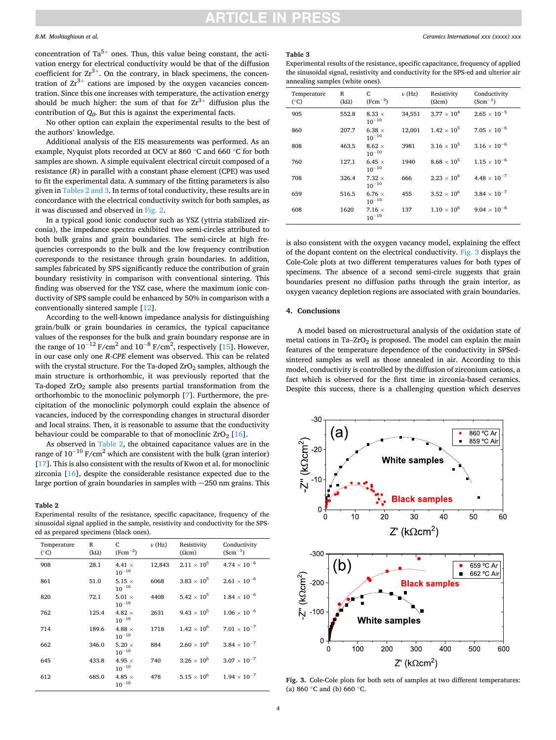concentration of $Ta^{5+}$ ones. Thus, this value being constant, the activation energy for electrical conductivity would be that of the diffusion coefficient for $Zr^{3+}$. On the contrary, in black specimens, the concentration of $Zr^{3+}$ cations are imposed by the oxygen vacancies concentration. Since this one increases with temperature, the activation energy should be much higher: the sum of that for $Zr^{3+}$ diffusion plus the contribution of $Q_0$. But this is against the experimental facts.

No other option can explain the experimental results to the best of the authors' knowledge.

Additional analysis of the EIS measurements was performed. As an example, Nyquist plots recorded at OCV at 860 °C and 660 °C for both samples are shown. A simple equivalent electrical circuit composed of a resistance (*R*) in parallel with a constant phase element (CPE) was used to fit the experimental data. A summary of the fitting parameters is also given in Tables 2 and 3. In terms of total conductivity, these results are in concordance with the electrical conductivity switch for both samples, as it was discussed and observed in Fig. 2.

In a typical good ionic conductor such as YSZ (yttria stabilized zirconia), the impedance spectra exhibited two semi-circles attributed to both bulk grains and grain boundaries. The semi-circle at high frequencies corresponds to the bulk and the low frequency contribution corresponds to the resistance through grain boundaries. In addition, samples fabricated by SPS significantly reduce the contribution of grain boundary resistivity in comparison with conventional sintering. This finding was observed for the YSZ case, where the maximum ionic conductivity of SPS sample could be enhanced by 50% in comparison with a conventionally sintered sample [12].

According to the well-known impedance analysis for distinguishing grain/bulk or grain boundaries in ceramics, the typical capacitance values of the responses for the bulk and grain boundary response are in the range of $10^{-12}$ F/cm$^2$ and $10^{-8}$ F/cm$^2$, respectively [15]. However, in our case only one *R-CPE* element was observed. This can be related with the crystal structure. For the Ta-doped $ZrO_2$ samples, although the main structure is orthorhombic, it was previously reported that the Ta-doped $ZrO_2$ sample also presents partial transformation from the orthorhombic to the monoclinic polymorph [7]. Furthermore, the precipitation of the monoclinic polymorph could explain the absence of vacancies, induced by the corresponding changes in structural disorder and local strains. Then, it is reasonable to assume that the conductivity behaviour could be comparable to that of monoclinic $ZrO_2$ [16].

As observed in Table 2, the obtained capacitance values are in the range of $10^{-10}$ F/cm$^2$ which are consistent with the bulk (gran interior) [17]. This is also consistent with the results of Kwon et al. for monoclinic zirconia [16], despite the considerable resistance expected due to the large portion of grain boundaries in samples with ~250 nm grains. This is also consistent with the oxygen vacancy model, explaining the effect of the dopant content on the electrical conductivity. Fig. 3 displays the Cole-Cole plots at two different temperatures values for both types of specimens. The absence of a second semi-circle suggests that grain boundaries present no diffusion paths through the grain interior, as oxygen vacancy depletion regions are associated with grain boundaries.

**Table 2**
Experimental results of the resistance, specific capacitance, frequency of the sinusoidal signal applied in the sample, resistivity and conductivity for the SPS-ed as prepared specimens (black ones).

| Temperature (°C) | R (kΩ) | C (Fcm$^{-2}$) | ν (Hz) | Resistivity (Ωcm) | Conductivity (Scm$^{-1}$) |
|---|---|---|---|---|---|
| 908 | 28.1 | $4.41 \times 10^{-10}$ | 12,843 | $2.11 \times 10^{5}$ | $4.74 \times 10^{-6}$ |
| 861 | 51.0 | $5.15 \times 10^{-10}$ | 6068 | $3.83 \times 10^{5}$ | $2.61 \times 10^{-6}$ |
| 820 | 72.1 | $5.01 \times 10^{-10}$ | 4408 | $5.42 \times 10^{5}$ | $1.84 \times 10^{-6}$ |
| 762 | 125.4 | $4.82 \times 10^{-10}$ | 2631 | $9.43 \times 10^{5}$ | $1.06 \times 10^{-6}$ |
| 714 | 189.6 | $4.88 \times 10^{-10}$ | 1718 | $1.42 \times 10^{6}$ | $7.01 \times 10^{-7}$ |
| 662 | 346.0 | $5.20 \times 10^{-10}$ | 884 | $2.60 \times 10^{6}$ | $3.84 \times 10^{-7}$ |
| 645 | 433.8 | $4.95 \times 10^{-10}$ | 740 | $3.26 \times 10^{6}$ | $3.07 \times 10^{-7}$ |
| 612 | 685.0 | $4.85 \times 10^{-10}$ | 478 | $5.15 \times 10^{6}$ | $1.94 \times 10^{-7}$ |

**Table 3**
Experimental results of the resistance, specific capacitance, frequency of applied the sinusoidal signal, resistivity and conductivity for the SPS-ed and ulterior air annealing samples (white ones).

| Temperature (°C) | R (kΩ) | C (Fcm$^{-2}$) | ν (Hz) | Resistivity (Ωcm) | Conductivity (Scm$^{-1}$) |
|---|---|---|---|---|---|
| 905 | 552.8 | $8.33 \times 10^{-10}$ | 34,551 | $3.77 \times 10^{4}$ | $2.65 \times 10^{-5}$ |
| 860 | 207.7 | $6.38 \times 10^{-10}$ | 12,001 | $1.42 \times 10^{5}$ | $7.05 \times 10^{-6}$ |
| 808 | 463.5 | $8.62 \times 10^{-10}$ | 3981 | $3.16 \times 10^{5}$ | $3.16 \times 10^{-6}$ |
| 760 | 127.1 | $6.45 \times 10^{-10}$ | 1940 | $8.68 \times 10^{5}$ | $1.15 \times 10^{-6}$ |
| 708 | 326.4 | $7.32 \times 10^{-10}$ | 666 | $2.23 \times 10^{6}$ | $4.48 \times 10^{-7}$ |
| 659 | 516.5 | $6.76 \times 10^{-10}$ | 455 | $3.52 \times 10^{6}$ | $3.84 \times 10^{-7}$ |
| 608 | 1620 | $7.16 \times 10^{-10}$ | 137 | $1.10 \times 10^{6}$ | $9.04 \times 10^{-8}$ |

## 4. Conclusions

A model based on microstructural analysis of the oxidation state of metal cations in Ta–$ZrO_2$ is proposed. The model can explain the main features of the temperature dependence of the conductivity in SPSed-sintered samples as well as those annealed in air. According to this model, conductivity is controlled by the diffusion of zirconium cations, a fact which is observed for the first time in zirconia-based ceramics. Despite this success, there is a challenging question which deserves

**Fig. 3.** Cole-Cole plots for both sets of samples at two different temperatures: (a) 860 °C and (b) 660 °C.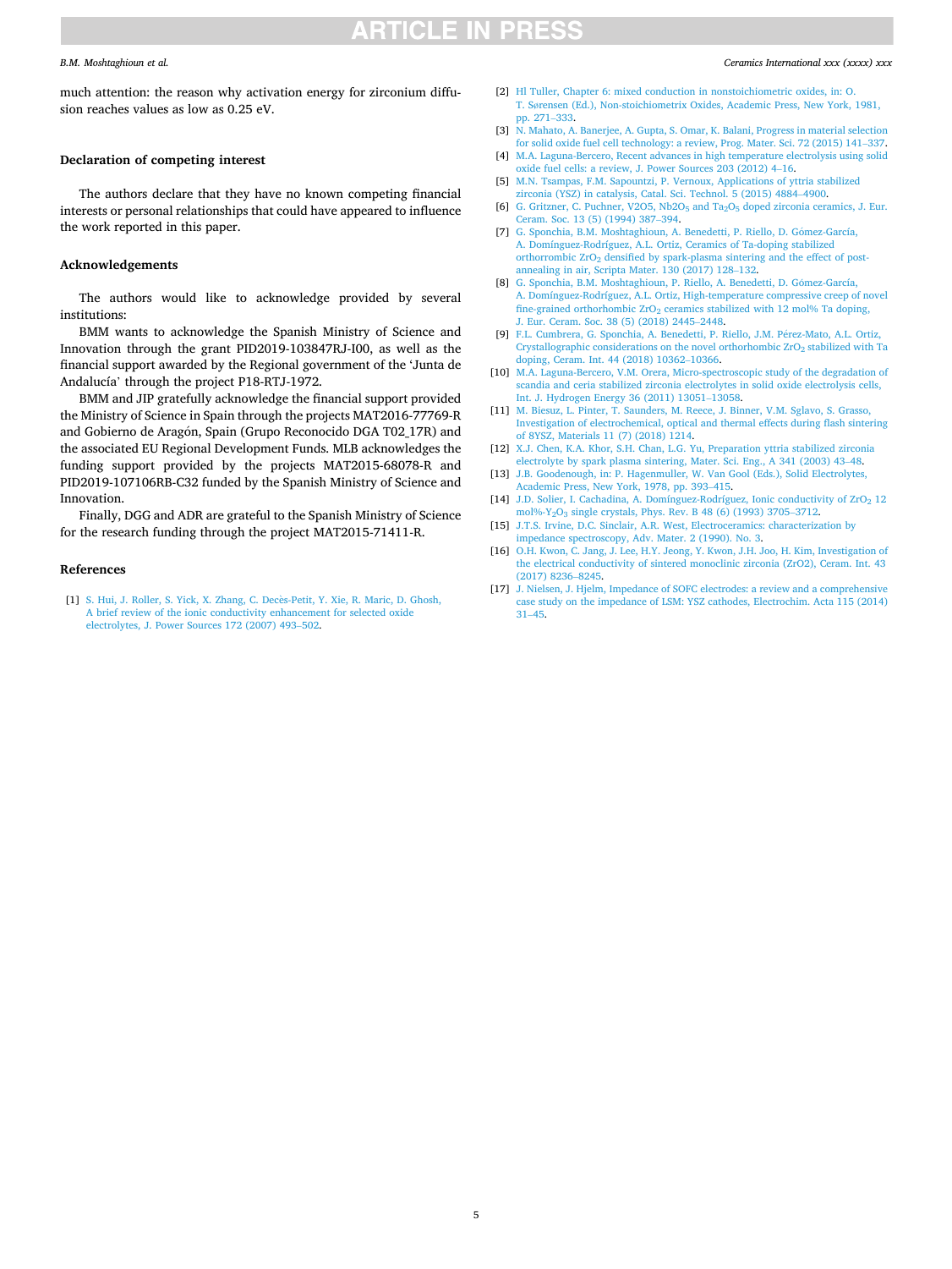much attention: the reason why activation energy for zirconium diffusion reaches values as low as 0.25 eV.

## Declaration of competing interest

The authors declare that they have no known competing financial interests or personal relationships that could have appeared to influence the work reported in this paper.

## Acknowledgements

The authors would like to acknowledge provided by several institutions:

BMM wants to acknowledge the Spanish Ministry of Science and Innovation through the grant PID2019-103847RJ-I00, as well as the financial support awarded by the Regional government of the 'Junta de Andalucía' through the project P18-RTJ-1972.

BMM and JIP gratefully acknowledge the financial support provided the Ministry of Science in Spain through the projects MAT2016-77769-R and Gobierno de Aragón, Spain (Grupo Reconocido DGA T02_17R) and the associated EU Regional Development Funds. MLB acknowledges the funding support provided by the projects MAT2015-68078-R and PID2019-107106RB-C32 funded by the Spanish Ministry of Science and Innovation.

Finally, DGG and ADR are grateful to the Spanish Ministry of Science for the research funding through the project MAT2015-71411-R.

## References

[1] S. Hui, J. Roller, S. Yick, X. Zhang, C. Decès-Petit, Y. Xie, R. Maric, D. Ghosh, A brief review of the ionic conductivity enhancement for selected oxide electrolytes, J. Power Sources 172 (2007) 493–502.

[2] Hl Tuller, Chapter 6: mixed conduction in nonstoichiometric oxides, in: O. T. Sørensen (Ed.), Non-stoichiometrix Oxides, Academic Press, New York, 1981, pp. 271–333.

[3] N. Mahato, A. Banerjee, A. Gupta, S. Omar, K. Balani, Progress in material selection for solid oxide fuel cell technology: a review, Prog. Mater. Sci. 72 (2015) 141–337.

[4] M.A. Laguna-Bercero, Recent advances in high temperature electrolysis using solid oxide fuel cells: a review, J. Power Sources 203 (2012) 4–16.

[5] M.N. Tsampas, F.M. Sapountzi, P. Vernoux, Applications of yttria stabilized zirconia (YSZ) in catalysis, Catal. Sci. Technol. 5 (2015) 4884–4900.

[6] G. Gritzner, C. Puchner, V2O5, $Nb2O_5$ and $Ta_2O_5$ doped zirconia ceramics, J. Eur. Ceram. Soc. 13 (5) (1994) 387–394.

[7] G. Sponchia, B.M. Moshtaghioun, A. Benedetti, P. Riello, D. Gómez-García, A. Domínguez-Rodríguez, A.L. Ortiz, Ceramics of Ta-doping stabilized orthorhombic $ZrO_2$ densified by spark-plasma sintering and the effect of post-annealing in air, Scripta Mater. 130 (2017) 128–132.

[8] G. Sponchia, B.M. Moshtaghioun, P. Riello, A. Benedetti, D. Gómez-García, A. Domínguez-Rodríguez, A.L. Ortiz, High-temperature compressive creep of novel fine-grained orthorhombic $ZrO_2$ ceramics stabilized with 12 mol% Ta doping, J. Eur. Ceram. Soc. 38 (5) (2018) 2445–2448.

[9] F.L. Cumbrera, G. Sponchia, A. Benedetti, P. Riello, J.M. Pérez-Mato, A.L. Ortiz, Crystallographic considerations on the novel orthorhombic $ZrO_2$ stabilized with Ta doping, Ceram. Int. 44 (2018) 10362–10366.

[10] M.A. Laguna-Bercero, V.M. Orera, Micro-spectroscopic study of the degradation of scandia and ceria stabilized zirconia electrolytes in solid oxide electrolysis cells, Int. J. Hydrogen Energy 36 (2011) 13051–13058.

[11] M. Biesuz, L. Pinter, T. Saunders, M. Reece, J. Binner, V.M. Sglavo, S. Grasso, Investigation of electrochemical, optical and thermal effects during flash sintering of 8YSZ, Materials 11 (7) (2018) 1214.

[12] X.J. Chen, K.A. Khor, S.H. Chan, L.G. Yu, Preparation yttria stabilized zirconia electrolyte by spark plasma sintering, Mater. Sci. Eng., A 341 (2003) 43–48.

[13] J.B. Goodenough, in: P. Hagenmuller, W. Van Gool (Eds.), Solid Electrolytes, Academic Press, New York, 1978, pp. 393–415.

[14] J.D. Solier, I. Cachadina, A. Domínguez-Rodríguez, Ionic conductivity of $ZrO_2$ 12 mol%-$Y_2O_3$ single crystals, Phys. Rev. B 48 (6) (1993) 3705–3712.

[15] J.T.S. Irvine, D.C. Sinclair, A.R. West, Electroceramics: characterization by impedance spectroscopy, Adv. Mater. 2 (1990). No. 3.

[16] O.H. Kwon, C. Jang, J. Lee, H.Y. Jeong, Y. Kwon, J.H. Joo, H. Kim, Investigation of the electrical conductivity of sintered monoclinic zirconia (ZrO2), Ceram. Int. 43 (2017) 8236–8245.

[17] J. Nielsen, J. Hjelm, Impedance of SOFC electrodes: a review and a comprehensive case study on the impedance of LSM: YSZ cathodes, Electrochim. Acta 115 (2014) 31–45.